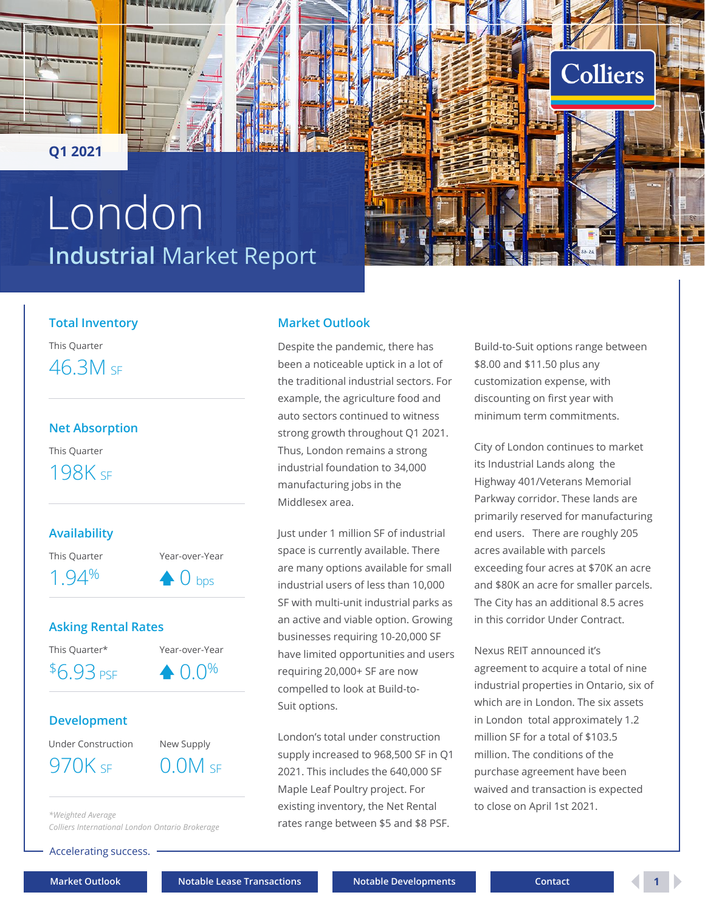Q1 2021

# London

## Industrial Market Report

### Total Inventory

This Quarter

46.3M SF

### Net Absorption

This Quarter

198K SF

### Availability

| This Quarter | Year-over-Year |
| --- | --- |
| 1.94% | ▲ 0 bps |

### Asking Rental Rates

| This Quarter* | Year-over-Year |
| --- | --- |
| $6.93 PSF | ▲ 0.0% |

### Development

| Under Construction | New Supply |
| --- | --- |
| 970K SF | 0.0M SF |

*Weighted Average

*Colliers International London Ontario Brokerage*

## Market Outlook

Despite the pandemic, there has been a noticeable uptick in a lot of the traditional industrial sectors. For example, the agriculture food and auto sectors continued to witness strong growth throughout Q1 2021. Thus, London remains a strong industrial foundation to 34,000 manufacturing jobs in the Middlesex area.

Just under 1 million SF of industrial space is currently available. There are many options available for small industrial users of less than 10,000 SF with multi-unit industrial parks as an active and viable option. Growing businesses requiring 10-20,000 SF have limited opportunities and users requiring 20,000+ SF are now compelled to look at Build-to-Suit options.

London's total under construction supply increased to 968,500 SF in Q1 2021. This includes the 640,000 SF Maple Leaf Poultry project. For existing inventory, the Net Rental rates range between $5 and $8 PSF.

Build-to-Suit options range between $8.00 and $11.50 plus any customization expense, with discounting on first year with minimum term commitments.

City of London continues to market its Industrial Lands along the Highway 401/Veterans Memorial Parkway corridor. These lands are primarily reserved for manufacturing end users. There are roughly 205 acres available with parcels exceeding four acres at $70K an acre and $80K an acre for smaller parcels. The City has an additional 8.5 acres in this corridor Under Contract.

Nexus REIT announced it's agreement to acquire a total of nine industrial properties in Ontario, six of which are in London. The six assets in London total approximately 1.2 million SF for a total of $103.5 million. The conditions of the purchase agreement have been waived and transaction is expected to close on April 1st 2021.

Accelerating success.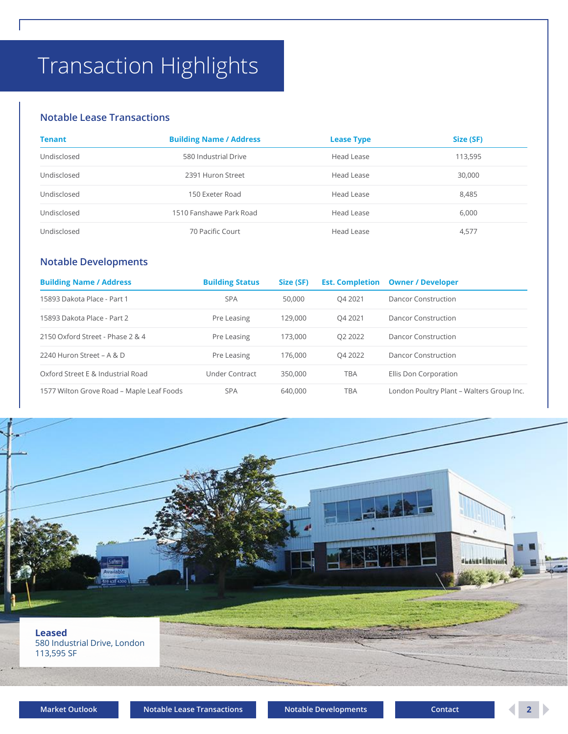# Transaction Highlights

## Notable Lease Transactions

| Tenant | Building Name / Address | Lease Type | Size (SF) |
| --- | --- | --- | --- |
| Undisclosed | 580 Industrial Drive | Head Lease | 113,595 |
| Undisclosed | 2391 Huron Street | Head Lease | 30,000 |
| Undisclosed | 150 Exeter Road | Head Lease | 8,485 |
| Undisclosed | 1510 Fanshawe Park Road | Head Lease | 6,000 |
| Undisclosed | 70 Pacific Court | Head Lease | 4,577 |

## Notable Developments

| Building Name / Address | Building Status | Size (SF) | Est. Completion | Owner / Developer |
| --- | --- | --- | --- | --- |
| 15893 Dakota Place - Part 1 | SPA | 50,000 | Q4 2021 | Dancor Construction |
| 15893 Dakota Place - Part 2 | Pre Leasing | 129,000 | Q4 2021 | Dancor Construction |
| 2150 Oxford Street - Phase 2 & 4 | Pre Leasing | 173,000 | Q2 2022 | Dancor Construction |
| 2240 Huron Street – A & D | Pre Leasing | 176,000 | Q4 2022 | Dancor Construction |
| Oxford Street E & Industrial Road | Under Contract | 350,000 | TBA | Ellis Don Corporation |
| 1577 Wilton Grove Road – Maple Leaf Foods | SPA | 640,000 | TBA | London Poultry Plant – Walters Group Inc. |

**Leased**
580 Industrial Drive, London
113,595 SF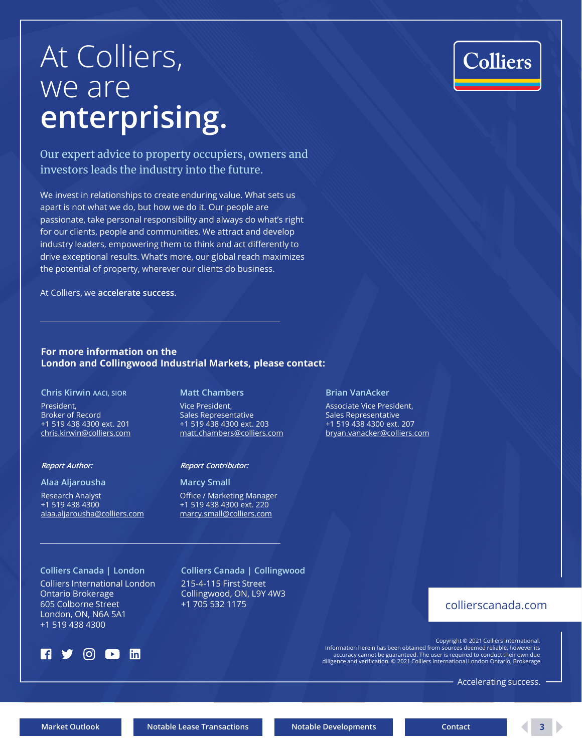# At Colliers, we are **enterprising.**

Our expert advice to property occupiers, owners and investors leads the industry into the future.

We invest in relationships to create enduring value. What sets us apart is not what we do, but how we do it. Our people are passionate, take personal responsibility and always do what's right for our clients, people and communities. We attract and develop industry leaders, empowering them to think and act differently to drive exceptional results. What's more, our global reach maximizes the potential of property, wherever our clients do business.

At Colliers, we **accelerate success.**

**For more information on the London and Collingwood Industrial Markets, please contact:**

**Chris Kirwin** AACI, SIOR
President,
Broker of Record
+1 519 438 4300 ext. 201
chris.kirwin@colliers.com

**Matt Chambers**
Vice President,
Sales Representative
+1 519 438 4300 ext. 203
matt.chambers@colliers.com

**Brian VanAcker**
Associate Vice President,
Sales Representative
+1 519 438 4300 ext. 207
bryan.vanacker@colliers.com

*Report Author:*

**Alaa Aljarousha**
Research Analyst
+1 519 438 4300
alaa.aljarousha@colliers.com

*Report Contributor:*

**Marcy Small**
Office / Marketing Manager
+1 519 438 4300 ext. 220
marcy.small@colliers.com

**Colliers Canada | London**
Colliers International London Ontario Brokerage
605 Colborne Street
London, ON, N6A 5A1
+1 519 438 4300

**Colliers Canada | Collingwood**
215-4-115 First Street
Collingwood, ON, L9Y 4W3
+1 705 532 1175

collierscanada.com

Copyright © 2021 Colliers International.
Information herein has been obtained from sources deemed reliable, however its accuracy cannot be guaranteed. The user is required to conduct their own due diligence and verification. © 2021 Colliers International London Ontario, Brokerage

Accelerating success.